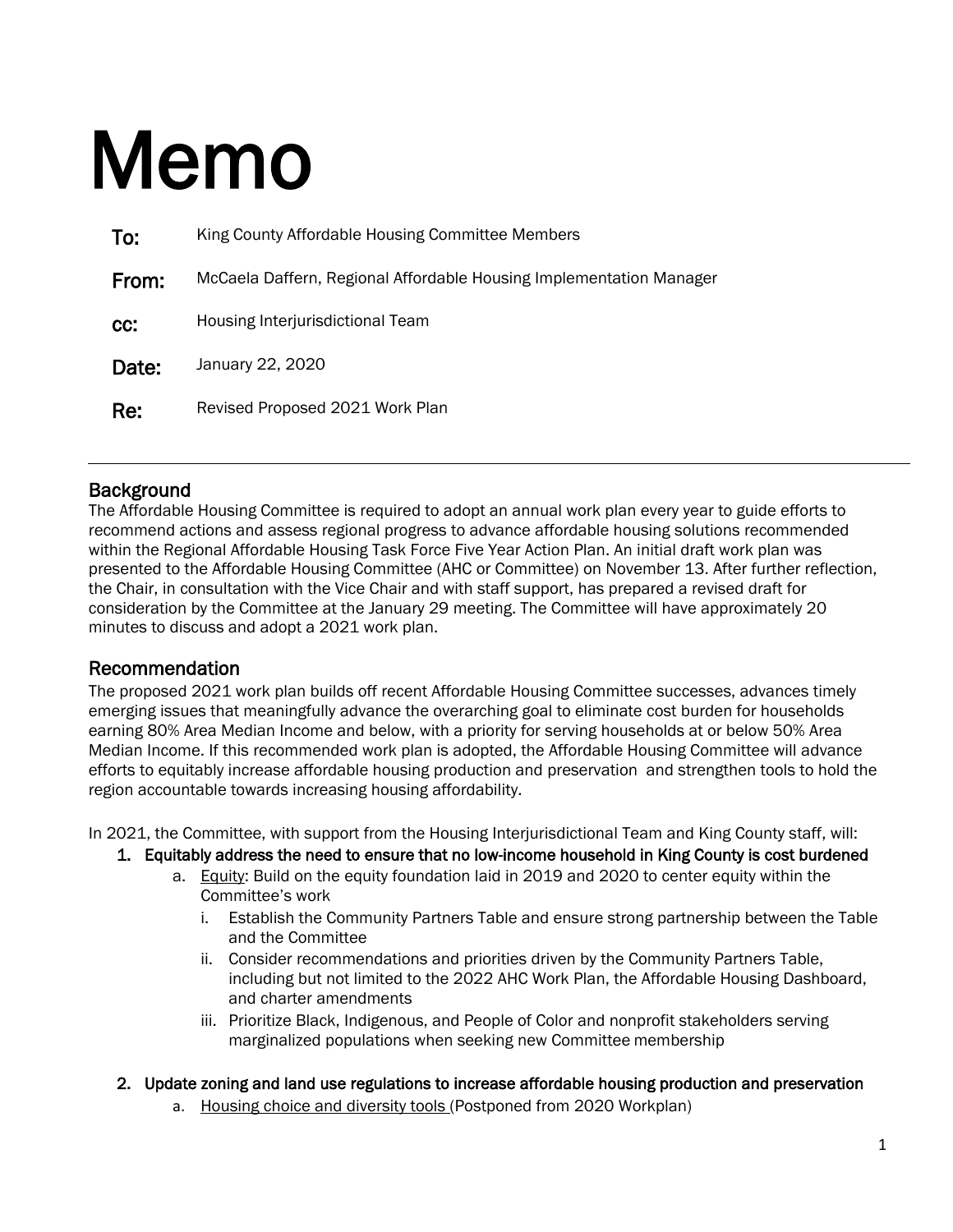# Memo

**To:** King County Affordable Housing Committee Members

**From:** McCaela Daffern, Regional Affordable Housing Implementation Manager

**cc:** Housing Interjurisdictional Team

**Date:** January 22, 2020

**Re:** Revised Proposed 2021 Work Plan

---

## Background

The Affordable Housing Committee is required to adopt an annual work plan every year to guide efforts to recommend actions and assess regional progress to advance affordable housing solutions recommended within the Regional Affordable Housing Task Force Five Year Action Plan. An initial draft work plan was presented to the Affordable Housing Committee (AHC or Committee) on November 13. After further reflection, the Chair, in consultation with the Vice Chair and with staff support, has prepared a revised draft for consideration by the Committee at the January 29 meeting. The Committee will have approximately 20 minutes to discuss and adopt a 2021 work plan.

## Recommendation

The proposed 2021 work plan builds off recent Affordable Housing Committee successes, advances timely emerging issues that meaningfully advance the overarching goal to eliminate cost burden for households earning 80% Area Median Income and below, with a priority for serving households at or below 50% Area Median Income. If this recommended work plan is adopted, the Affordable Housing Committee will advance efforts to equitably increase affordable housing production and preservation and strengthen tools to hold the region accountable towards increasing housing affordability.

In 2021, the Committee, with support from the Housing Interjurisdictional Team and King County staff, will:

1. **Equitably address the need to ensure that no low-income household in King County is cost burdened**
   a. <u>Equity</u>: Build on the equity foundation laid in 2019 and 2020 to center equity within the Committee's work
      i. Establish the Community Partners Table and ensure strong partnership between the Table and the Committee
      ii. Consider recommendations and priorities driven by the Community Partners Table, including but not limited to the 2022 AHC Work Plan, the Affordable Housing Dashboard, and charter amendments
      iii. Prioritize Black, Indigenous, and People of Color and nonprofit stakeholders serving marginalized populations when seeking new Committee membership

2. **Update zoning and land use regulations to increase affordable housing production and preservation**
   a. <u>Housing choice and diversity tools</u> (Postponed from 2020 Workplan)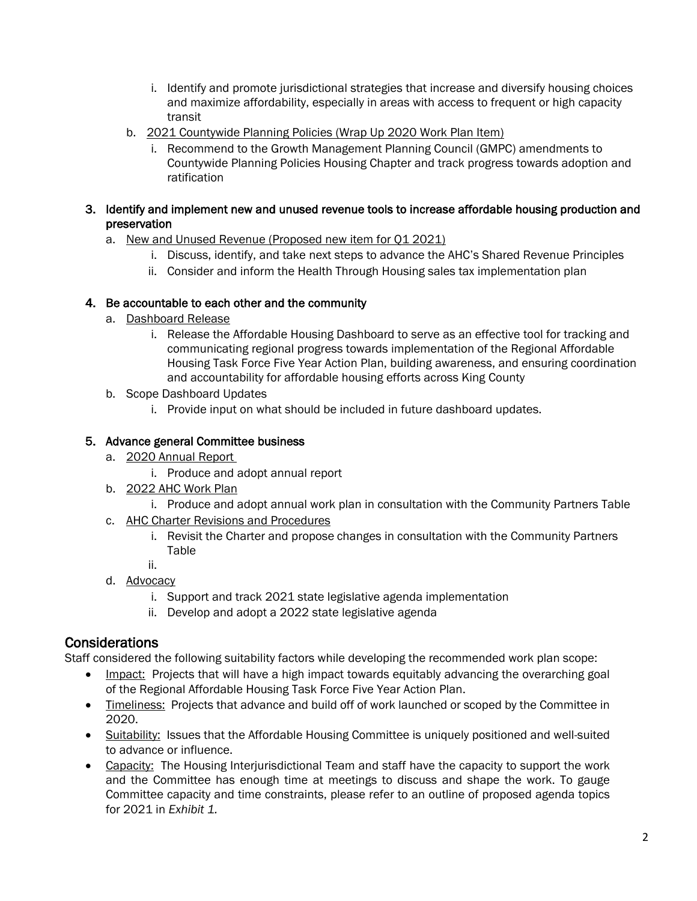i. Identify and promote jurisdictional strategies that increase and diversify housing choices and maximize affordability, especially in areas with access to frequent or high capacity transit

b. <u>2021 Countywide Planning Policies (Wrap Up 2020 Work Plan Item)</u>
   i. Recommend to the Growth Management Planning Council (GMPC) amendments to Countywide Planning Policies Housing Chapter and track progress towards adoption and ratification

3. **Identify and implement new and unused revenue tools to increase affordable housing production and preservation**
   a. <u>New and Unused Revenue (Proposed new item for Q1 2021)</u>
      i. Discuss, identify, and take next steps to advance the AHC's Shared Revenue Principles
      ii. Consider and inform the Health Through Housing sales tax implementation plan

4. **Be accountable to each other and the community**
   a. <u>Dashboard Release</u>
      i. Release the Affordable Housing Dashboard to serve as an effective tool for tracking and communicating regional progress towards implementation of the Regional Affordable Housing Task Force Five Year Action Plan, building awareness, and ensuring coordination and accountability for affordable housing efforts across King County
   b. Scope Dashboard Updates
      i. Provide input on what should be included in future dashboard updates.

5. **Advance general Committee business**
   a. <u>2020 Annual Report</u>
      i. Produce and adopt annual report
   b. <u>2022 AHC Work Plan</u>
      i. Produce and adopt annual work plan in consultation with the Community Partners Table
   c. <u>AHC Charter Revisions and Procedures</u>
      i. Revisit the Charter and propose changes in consultation with the Community Partners Table
      ii.
   d. <u>Advocacy</u>
      i. Support and track 2021 state legislative agenda implementation
      ii. Develop and adopt a 2022 state legislative agenda

## Considerations

Staff considered the following suitability factors while developing the recommended work plan scope:

- <u>Impact:</u> Projects that will have a high impact towards equitably advancing the overarching goal of the Regional Affordable Housing Task Force Five Year Action Plan.
- <u>Timeliness:</u> Projects that advance and build off of work launched or scoped by the Committee in 2020.
- <u>Suitability:</u> Issues that the Affordable Housing Committee is uniquely positioned and well-suited to advance or influence.
- <u>Capacity:</u> The Housing Interjurisdictional Team and staff have the capacity to support the work and the Committee has enough time at meetings to discuss and shape the work. To gauge Committee capacity and time constraints, please refer to an outline of proposed agenda topics for 2021 in *Exhibit 1.*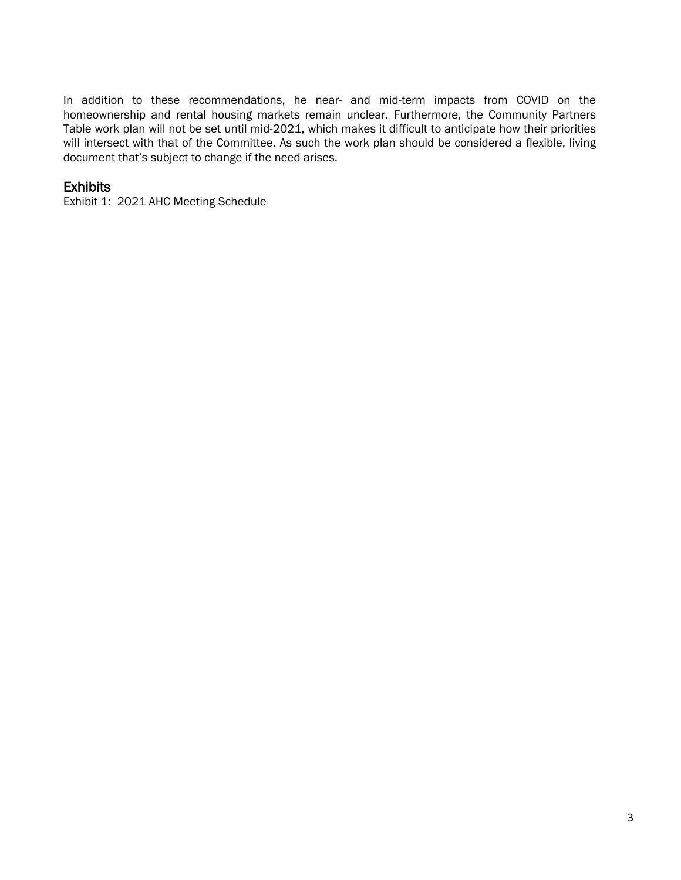In addition to these recommendations, he near- and mid-term impacts from COVID on the homeownership and rental housing markets remain unclear. Furthermore, the Community Partners Table work plan will not be set until mid-2021, which makes it difficult to anticipate how their priorities will intersect with that of the Committee. As such the work plan should be considered a flexible, living document that's subject to change if the need arises.

## Exhibits

Exhibit 1: 2021 AHC Meeting Schedule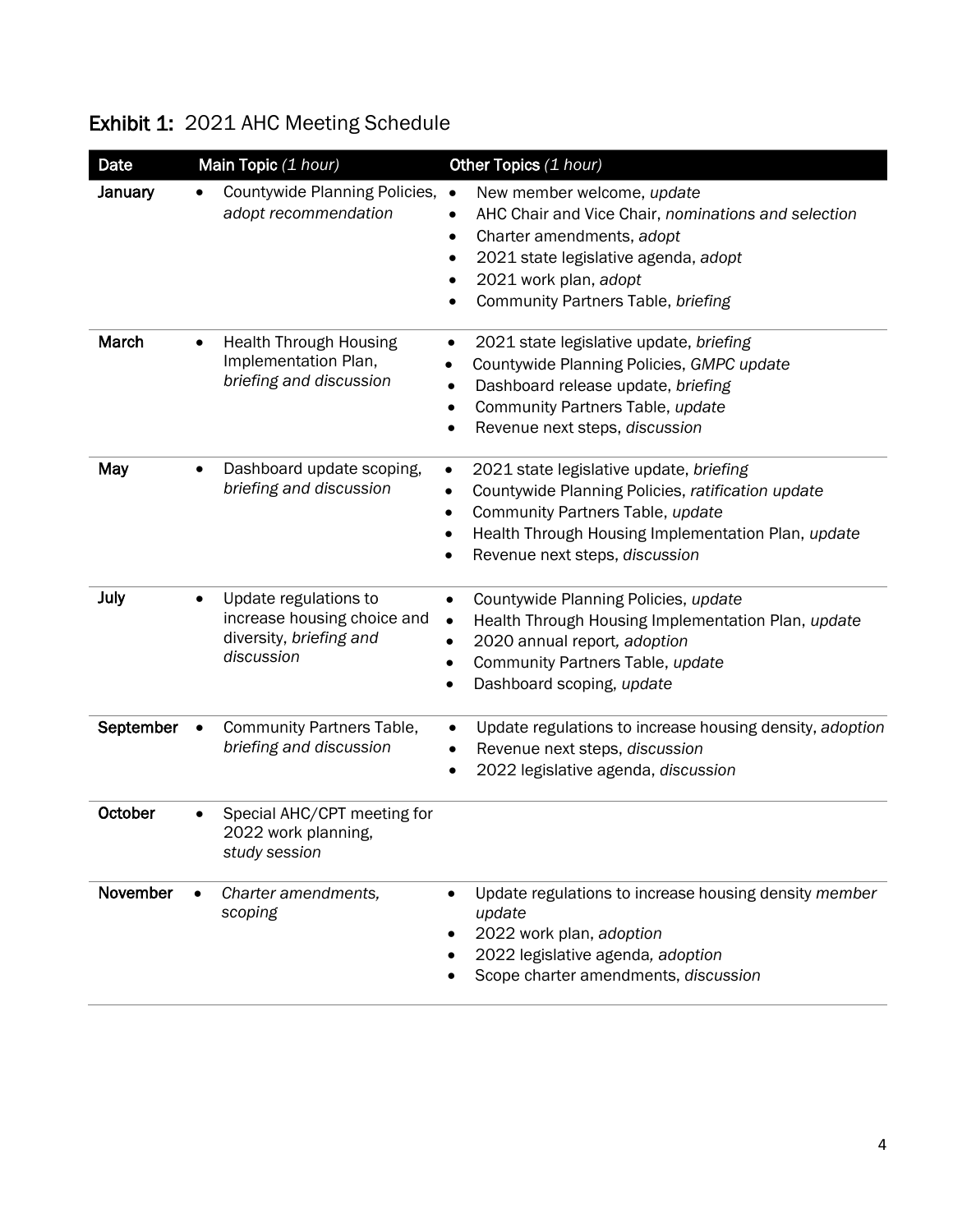## **Exhibit 1:** 2021 AHC Meeting Schedule

| **Date** | **Main Topic** *(1 hour)* | **Other Topics** *(1 hour)* |
|---|---|---|
| **January** | • Countywide Planning Policies, *adopt recommendation* | • New member welcome, *update*<br>• AHC Chair and Vice Chair, *nominations and selection*<br>• Charter amendments, *adopt*<br>• 2021 state legislative agenda, *adopt*<br>• 2021 work plan, *adopt*<br>• Community Partners Table, *briefing* |
| **March** | • Health Through Housing Implementation Plan, *briefing and discussion* | • 2021 state legislative update, *briefing*<br>• Countywide Planning Policies, *GMPC update*<br>• Dashboard release update, *briefing*<br>• Community Partners Table, *update*<br>• Revenue next steps, *discussion* |
| **May** | • Dashboard update scoping, *briefing and discussion* | • 2021 state legislative update, *briefing*<br>• Countywide Planning Policies, *ratification update*<br>• Community Partners Table, *update*<br>• Health Through Housing Implementation Plan, *update*<br>• Revenue next steps, *discussion* |
| **July** | • Update regulations to increase housing choice and diversity, *briefing and discussion* | • Countywide Planning Policies, *update*<br>• Health Through Housing Implementation Plan, *update*<br>• 2020 annual report*, adoption*<br>• Community Partners Table, *update*<br>• Dashboard scoping, *update* |
| **September** | • Community Partners Table, *briefing and discussion* | • Update regulations to increase housing density, *adoption*<br>• Revenue next steps, *discussion*<br>• 2022 legislative agenda, *discussion* |
| **October** | • Special AHC/CPT meeting for 2022 work planning, *study session* | |
| **November** | • *Charter amendments, scoping* | • Update regulations to increase housing density *member update*<br>• 2022 work plan, *adoption*<br>• 2022 legislative agenda*, adoption*<br>• Scope charter amendments, *discussion* |